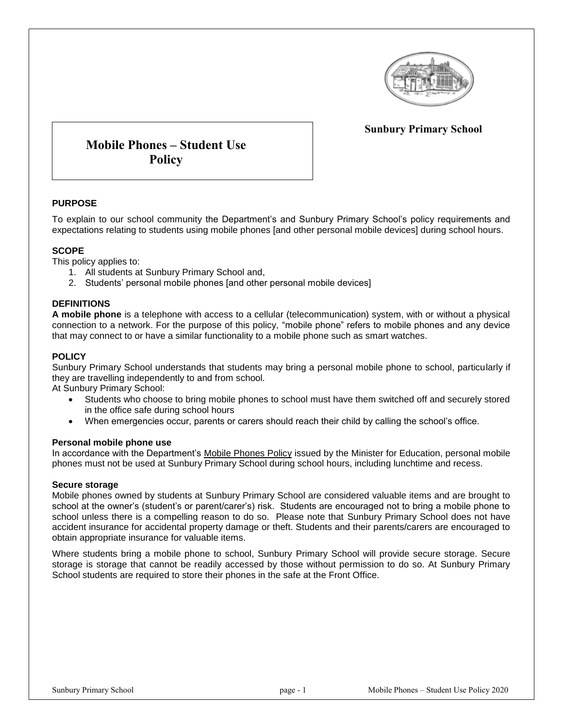**Sunbury Primary School**

# Mobile Phones – Student Use Policy

## PURPOSE

To explain to our school community the Department's and Sunbury Primary School's policy requirements and expectations relating to students using mobile phones [and other personal mobile devices] during school hours.

## SCOPE

This policy applies to:

1. All students at Sunbury Primary School and,
2. Students' personal mobile phones [and other personal mobile devices]

## DEFINITIONS

**A mobile phone** is a telephone with access to a cellular (telecommunication) system, with or without a physical connection to a network. For the purpose of this policy, "mobile phone" refers to mobile phones and any device that may connect to or have a similar functionality to a mobile phone such as smart watches.

## POLICY

Sunbury Primary School understands that students may bring a personal mobile phone to school, particularly if they are travelling independently to and from school.

At Sunbury Primary School:

- Students who choose to bring mobile phones to school must have them switched off and securely stored in the office safe during school hours
- When emergencies occur, parents or carers should reach their child by calling the school's office.

### Personal mobile phone use

In accordance with the Department's Mobile Phones Policy issued by the Minister for Education, personal mobile phones must not be used at Sunbury Primary School during school hours, including lunchtime and recess.

### Secure storage

Mobile phones owned by students at Sunbury Primary School are considered valuable items and are brought to school at the owner's (student's or parent/carer's) risk. Students are encouraged not to bring a mobile phone to school unless there is a compelling reason to do so. Please note that Sunbury Primary School does not have accident insurance for accidental property damage or theft. Students and their parents/carers are encouraged to obtain appropriate insurance for valuable items.

Where students bring a mobile phone to school, Sunbury Primary School will provide secure storage. Secure storage is storage that cannot be readily accessed by those without permission to do so. At Sunbury Primary School students are required to store their phones in the safe at the Front Office.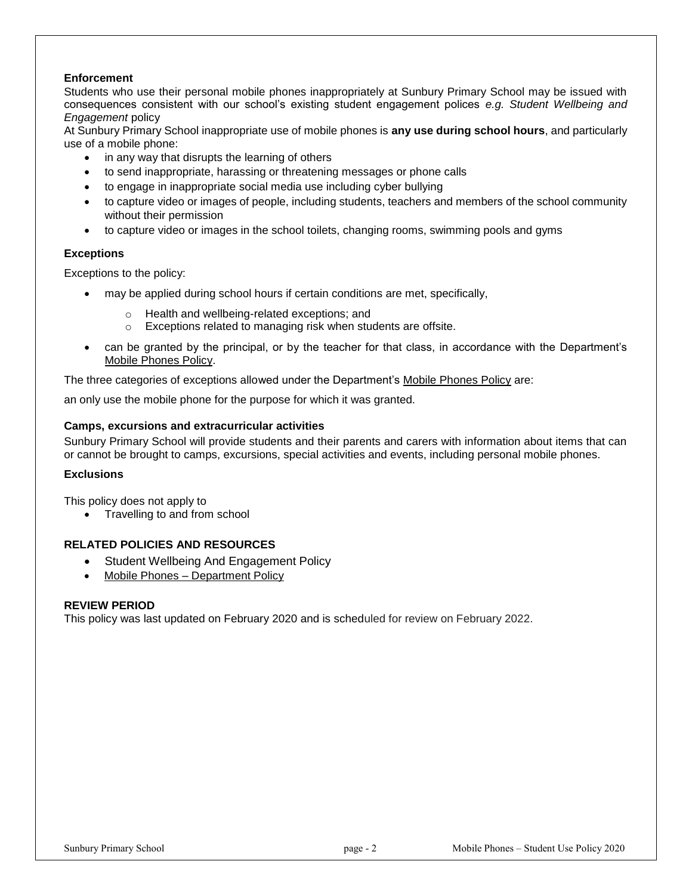**Enforcement**

Students who use their personal mobile phones inappropriately at Sunbury Primary School may be issued with consequences consistent with our school's existing student engagement polices *e.g. Student Wellbeing and Engagement* policy

At Sunbury Primary School inappropriate use of mobile phones is **any use during school hours**, and particularly use of a mobile phone:

- in any way that disrupts the learning of others
- to send inappropriate, harassing or threatening messages or phone calls
- to engage in inappropriate social media use including cyber bullying
- to capture video or images of people, including students, teachers and members of the school community without their permission
- to capture video or images in the school toilets, changing rooms, swimming pools and gyms

**Exceptions**

Exceptions to the policy:

- may be applied during school hours if certain conditions are met, specifically,
    - Health and wellbeing-related exceptions; and
    - Exceptions related to managing risk when students are offsite.
- can be granted by the principal, or by the teacher for that class, in accordance with the Department's Mobile Phones Policy.

The three categories of exceptions allowed under the Department's Mobile Phones Policy are:

an only use the mobile phone for the purpose for which it was granted.

**Camps, excursions and extracurricular activities**

Sunbury Primary School will provide students and their parents and carers with information about items that can or cannot be brought to camps, excursions, special activities and events, including personal mobile phones.

**Exclusions**

This policy does not apply to

- Travelling to and from school

**RELATED POLICIES AND RESOURCES**

- Student Wellbeing And Engagement Policy
- Mobile Phones – Department Policy

**REVIEW PERIOD**

This policy was last updated on February 2020 and is scheduled for review on February 2022.